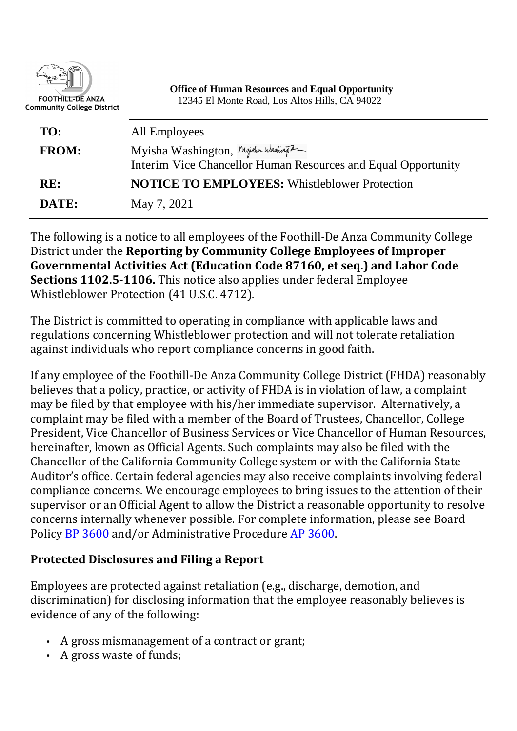FOOTHILL-DE ANZA Community College District

**Office of Human Resources and Equal Opportunity**
12345 El Monte Road, Los Altos Hills, CA 94022

| | |
|---|---|
| **TO:** | All Employees |
| **FROM:** | Myisha Washington, Interim Vice Chancellor Human Resources and Equal Opportunity |
| **RE:** | **NOTICE TO EMPLOYEES:** Whistleblower Protection |
| **DATE:** | May 7, 2021 |

The following is a notice to all employees of the Foothill-De Anza Community College District under the **Reporting by Community College Employees of Improper Governmental Activities Act (Education Code 87160, et seq.) and Labor Code Sections 1102.5-1106.** This notice also applies under federal Employee Whistleblower Protection (41 U.S.C. 4712).

The District is committed to operating in compliance with applicable laws and regulations concerning Whistleblower protection and will not tolerate retaliation against individuals who report compliance concerns in good faith.

If any employee of the Foothill-De Anza Community College District (FHDA) reasonably believes that a policy, practice, or activity of FHDA is in violation of law, a complaint may be filed by that employee with his/her immediate supervisor. Alternatively, a complaint may be filed with a member of the Board of Trustees, Chancellor, College President, Vice Chancellor of Business Services or Vice Chancellor of Human Resources, hereinafter, known as Official Agents. Such complaints may also be filed with the Chancellor of the California Community College system or with the California State Auditor's office. Certain federal agencies may also receive complaints involving federal compliance concerns. We encourage employees to bring issues to the attention of their supervisor or an Official Agent to allow the District a reasonable opportunity to resolve concerns internally whenever possible. For complete information, please see Board Policy BP 3600 and/or Administrative Procedure AP 3600.

### Protected Disclosures and Filing a Report

Employees are protected against retaliation (e.g., discharge, demotion, and discrimination) for disclosing information that the employee reasonably believes is evidence of any of the following:

- A gross mismanagement of a contract or grant;
- A gross waste of funds;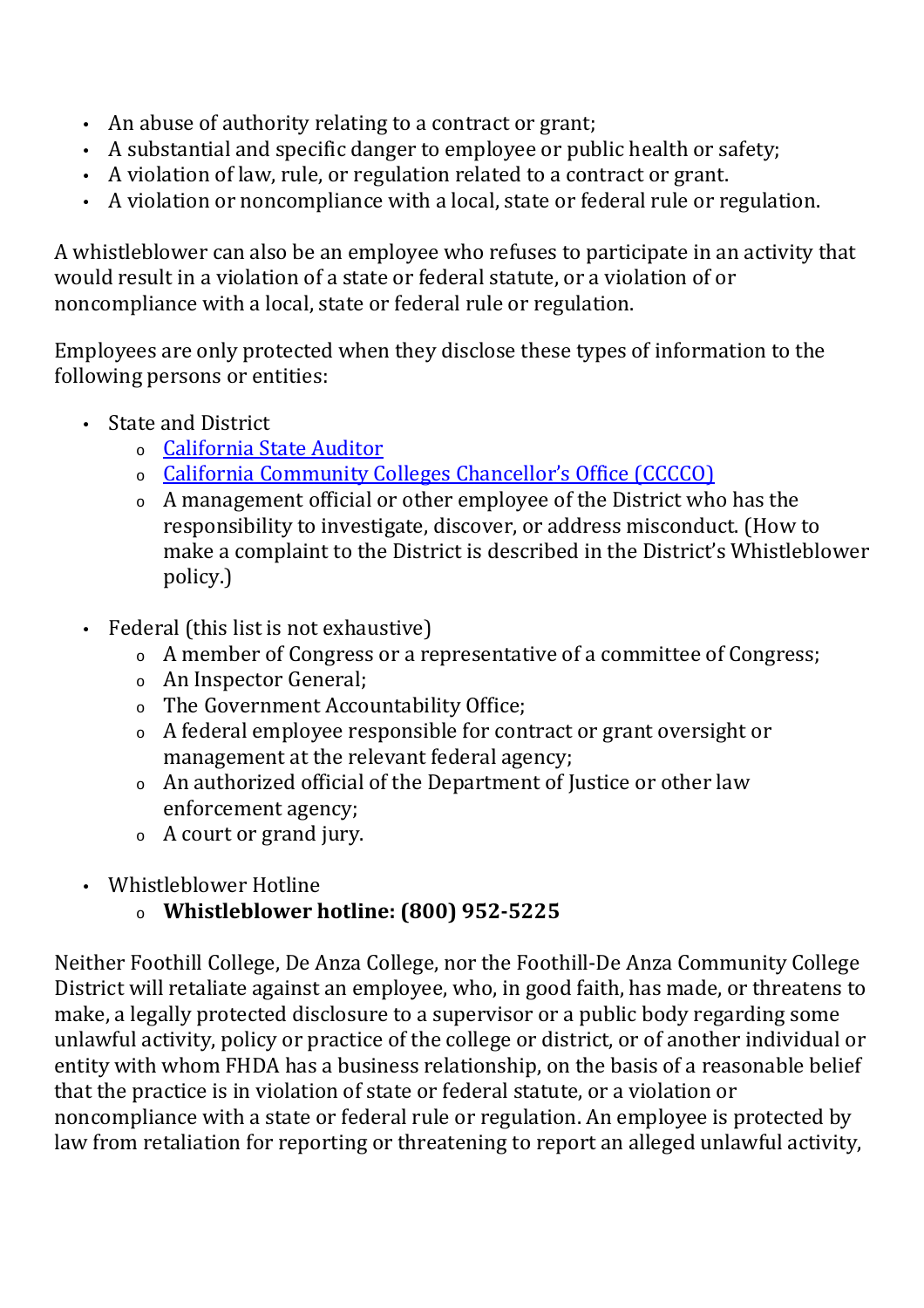- An abuse of authority relating to a contract or grant;
- A substantial and specific danger to employee or public health or safety;
- A violation of law, rule, or regulation related to a contract or grant.
- A violation or noncompliance with a local, state or federal rule or regulation.

A whistleblower can also be an employee who refuses to participate in an activity that would result in a violation of a state or federal statute, or a violation of or noncompliance with a local, state or federal rule or regulation.

Employees are only protected when they disclose these types of information to the following persons or entities:

- State and District
  - California State Auditor
  - California Community Colleges Chancellor's Office (CCCCO)
  - A management official or other employee of the District who has the responsibility to investigate, discover, or address misconduct. (How to make a complaint to the District is described in the District's Whistleblower policy.)

- Federal (this list is not exhaustive)
  - A member of Congress or a representative of a committee of Congress;
  - An Inspector General;
  - The Government Accountability Office;
  - A federal employee responsible for contract or grant oversight or management at the relevant federal agency;
  - An authorized official of the Department of Justice or other law enforcement agency;
  - A court or grand jury.

- Whistleblower Hotline
  - **Whistleblower hotline: (800) 952-5225**

Neither Foothill College, De Anza College, nor the Foothill-De Anza Community College District will retaliate against an employee, who, in good faith, has made, or threatens to make, a legally protected disclosure to a supervisor or a public body regarding some unlawful activity, policy or practice of the college or district, or of another individual or entity with whom FHDA has a business relationship, on the basis of a reasonable belief that the practice is in violation of state or federal statute, or a violation or noncompliance with a state or federal rule or regulation. An employee is protected by law from retaliation for reporting or threatening to report an alleged unlawful activity,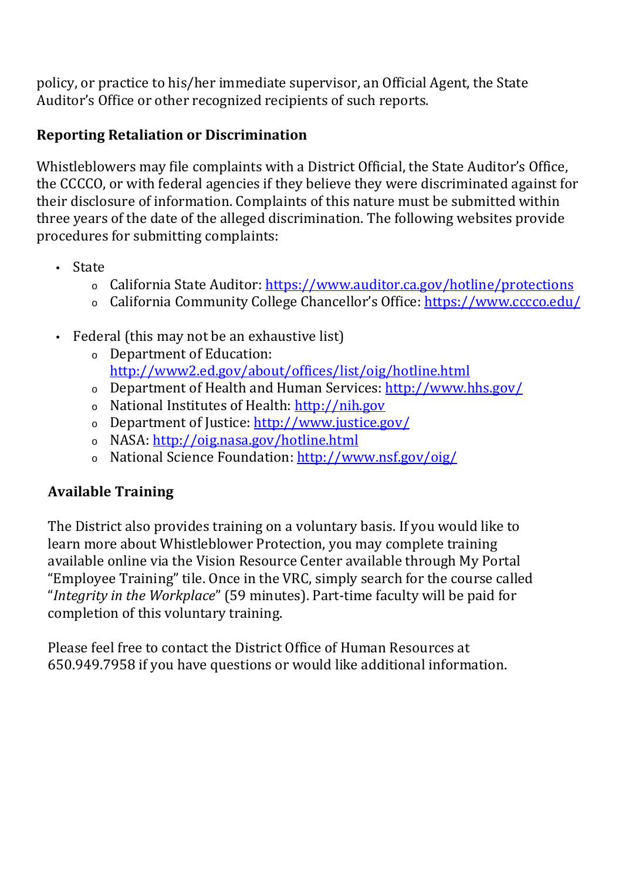policy, or practice to his/her immediate supervisor, an Official Agent, the State Auditor's Office or other recognized recipients of such reports.

**Reporting Retaliation or Discrimination**

Whistleblowers may file complaints with a District Official, the State Auditor's Office, the CCCCO, or with federal agencies if they believe they were discriminated against for their disclosure of information. Complaints of this nature must be submitted within three years of the date of the alleged discrimination. The following websites provide procedures for submitting complaints:

- State
  - California State Auditor: https://www.auditor.ca.gov/hotline/protections
  - California Community College Chancellor's Office: https://www.cccco.edu/
- Federal (this may not be an exhaustive list)
  - Department of Education: http://www2.ed.gov/about/offices/list/oig/hotline.html
  - Department of Health and Human Services: http://www.hhs.gov/
  - National Institutes of Health: http://nih.gov
  - Department of Justice: http://www.justice.gov/
  - NASA: http://oig.nasa.gov/hotline.html
  - National Science Foundation: http://www.nsf.gov/oig/

**Available Training**

The District also provides training on a voluntary basis. If you would like to learn more about Whistleblower Protection, you may complete training available online via the Vision Resource Center available through My Portal "Employee Training" tile. Once in the VRC, simply search for the course called "*Integrity in the Workplace*" (59 minutes). Part-time faculty will be paid for completion of this voluntary training.

Please feel free to contact the District Office of Human Resources at 650.949.7958 if you have questions or would like additional information.